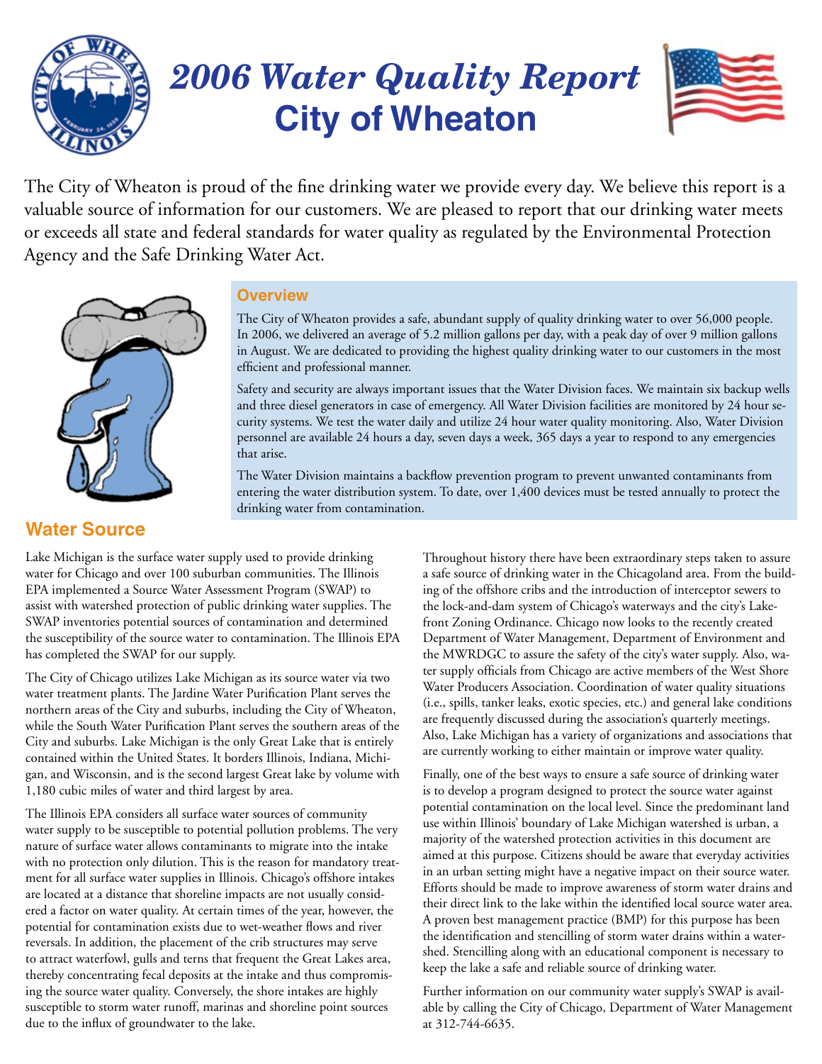# *2006 Water Quality Report*
# City of Wheaton

The City of Wheaton is proud of the fine drinking water we provide every day. We believe this report is a valuable source of information for our customers. We are pleased to report that our drinking water meets or exceeds all state and federal standards for water quality as regulated by the Environmental Protection Agency and the Safe Drinking Water Act.

## Overview

The City of Wheaton provides a safe, abundant supply of quality drinking water to over 56,000 people. In 2006, we delivered an average of 5.2 million gallons per day, with a peak day of over 9 million gallons in August. We are dedicated to providing the highest quality drinking water to our customers in the most efficient and professional manner.

Safety and security are always important issues that the Water Division faces. We maintain six backup wells and three diesel generators in case of emergency. All Water Division facilities are monitored by 24 hour security systems. We test the water daily and utilize 24 hour water quality monitoring. Also, Water Division personnel are available 24 hours a day, seven days a week, 365 days a year to respond to any emergencies that arise.

The Water Division maintains a backflow prevention program to prevent unwanted contaminants from entering the water distribution system. To date, over 1,400 devices must be tested annually to protect the drinking water from contamination.

## Water Source

Lake Michigan is the surface water supply used to provide drinking water for Chicago and over 100 suburban communities. The Illinois EPA implemented a Source Water Assessment Program (SWAP) to assist with watershed protection of public drinking water supplies. The SWAP inventories potential sources of contamination and determined the susceptibility of the source water to contamination. The Illinois EPA has completed the SWAP for our supply.

The City of Chicago utilizes Lake Michigan as its source water via two water treatment plants. The Jardine Water Purification Plant serves the northern areas of the City and suburbs, including the City of Wheaton, while the South Water Purification Plant serves the southern areas of the City and suburbs. Lake Michigan is the only Great Lake that is entirely contained within the United States. It borders Illinois, Indiana, Michigan, and Wisconsin, and is the second largest Great lake by volume with 1,180 cubic miles of water and third largest by area.

The Illinois EPA considers all surface water sources of community water supply to be susceptible to potential pollution problems. The very nature of surface water allows contaminants to migrate into the intake with no protection only dilution. This is the reason for mandatory treatment for all surface water supplies in Illinois. Chicago's offshore intakes are located at a distance that shoreline impacts are not usually considered a factor on water quality. At certain times of the year, however, the potential for contamination exists due to wet-weather flows and river reversals. In addition, the placement of the crib structures may serve to attract waterfowl, gulls and terns that frequent the Great Lakes area, thereby concentrating fecal deposits at the intake and thus compromising the source water quality. Conversely, the shore intakes are highly susceptible to storm water runoff, marinas and shoreline point sources due to the influx of groundwater to the lake.

Throughout history there have been extraordinary steps taken to assure a safe source of drinking water in the Chicagoland area. From the building of the offshore cribs and the introduction of interceptor sewers to the lock-and-dam system of Chicago's waterways and the city's Lakefront Zoning Ordinance. Chicago now looks to the recently created Department of Water Management, Department of Environment and the MWRDGC to assure the safety of the city's water supply. Also, water supply officials from Chicago are active members of the West Shore Water Producers Association. Coordination of water quality situations (i.e., spills, tanker leaks, exotic species, etc.) and general lake conditions are frequently discussed during the association's quarterly meetings. Also, Lake Michigan has a variety of organizations and associations that are currently working to either maintain or improve water quality.

Finally, one of the best ways to ensure a safe source of drinking water is to develop a program designed to protect the source water against potential contamination on the local level. Since the predominant land use within Illinois' boundary of Lake Michigan watershed is urban, a majority of the watershed protection activities in this document are aimed at this purpose. Citizens should be aware that everyday activities in an urban setting might have a negative impact on their source water. Efforts should be made to improve awareness of storm water drains and their direct link to the lake within the identified local source water area. A proven best management practice (BMP) for this purpose has been the identification and stencilling of storm water drains within a watershed. Stencilling along with an educational component is necessary to keep the lake a safe and reliable source of drinking water.

Further information on our community water supply's SWAP is available by calling the City of Chicago, Department of Water Management at 312-744-6635.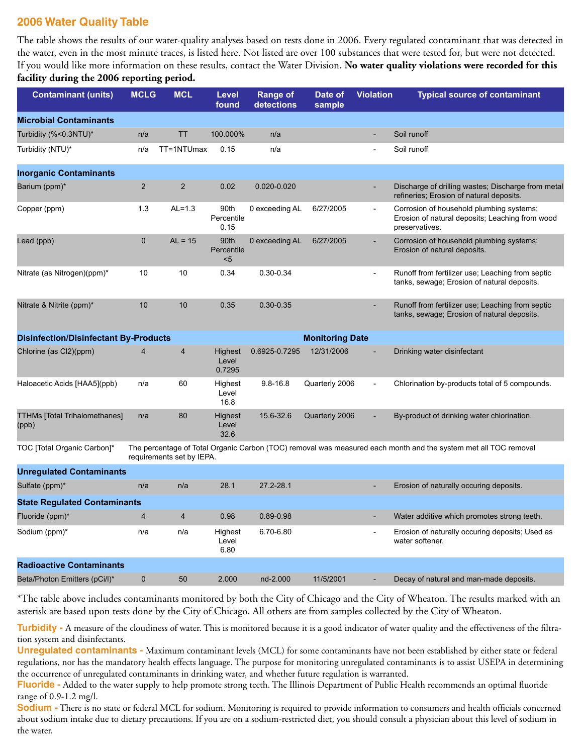## 2006 Water Quality Table

The table shows the results of our water-quality analyses based on tests done in 2006. Every regulated contaminant that was detected in the water, even in the most minute traces, is listed here. Not listed are over 100 substances that were tested for, but were not detected. If you would like more information on these results, contact the Water Division. **No water quality violations were recorded for this facility during the 2006 reporting period.**

| Contaminant (units) | MCLG | MCL | Level found | Range of detections | Date of sample | Violation | Typical source of contaminant |
|---|---|---|---|---|---|---|---|
| **Microbial Contaminants** | | | | | | | |
| Turbidity (%<0.3NTU)* | n/a | TT | 100.000% | n/a | | - | Soil runoff |
| Turbidity (NTU)* | n/a | TT=1NTUmax | 0.15 | n/a | | - | Soil runoff |
| **Inorganic Contaminants** | | | | | | | |
| Barium (ppm)* | 2 | 2 | 0.02 | 0.020-0.020 | | - | Discharge of drilling wastes; Discharge from metal refineries; Erosion of natural deposits. |
| Copper (ppm) | 1.3 | AL=1.3 | 90th Percentile 0.15 | 0 exceeding AL | 6/27/2005 | - | Corrosion of household plumbing systems; Erosion of natural deposits; Leaching from wood preservatives. |
| Lead (ppb) | 0 | AL = 15 | 90th Percentile <5 | 0 exceeding AL | 6/27/2005 | - | Corrosion of household plumbing systems; Erosion of natural deposits. |
| Nitrate (as Nitrogen)(ppm)* | 10 | 10 | 0.34 | 0.30-0.34 | | - | Runoff from fertilizer use; Leaching from septic tanks, sewage; Erosion of natural deposits. |
| Nitrate & Nitrite (ppm)* | 10 | 10 | 0.35 | 0.30-0.35 | | - | Runoff from fertilizer use; Leaching from septic tanks, sewage; Erosion of natural deposits. |
| **Disinfection/Disinfectant By-Products** | | | | | **Monitoring Date** | | |
| Chlorine (as Cl2)(ppm) | 4 | 4 | Highest Level 0.7295 | 0.6925-0.7295 | 12/31/2006 | - | Drinking water disinfectant |
| Haloacetic Acids [HAA5](ppb) | n/a | 60 | Highest Level 16.8 | 9.8-16.8 | Quarterly 2006 | - | Chlorination by-products total of 5 compounds. |
| TTHMs [Total Trihalomethanes] (ppb) | n/a | 80 | Highest Level 32.6 | 15.6-32.6 | Quarterly 2006 | - | By-product of drinking water chlorination. |
| TOC [Total Organic Carbon]* | The percentage of Total Organic Carbon (TOC) removal was measured each month and the system met all TOC removal requirements set by IEPA. | | | | | | |
| **Unregulated Contaminants** | | | | | | | |
| Sulfate (ppm)* | n/a | n/a | 28.1 | 27.2-28.1 | | - | Erosion of naturally occuring deposits. |
| **State Regulated Contaminants** | | | | | | | |
| Fluoride (ppm)* | 4 | 4 | 0.98 | 0.89-0.98 | | - | Water additive which promotes strong teeth. |
| Sodium (ppm)* | n/a | n/a | Highest Level 6.80 | 6.70-6.80 | | - | Erosion of naturally occuring deposits; Used as water softener. |
| **Radioactive Contaminants** | | | | | | | |
| Beta/Photon Emitters (pCi/l)* | 0 | 50 | 2.000 | nd-2.000 | 11/5/2001 | - | Decay of natural and man-made deposits. |

*The table above includes contaminants monitored by both the City of Chicago and the City of Wheaton. The results marked with an asterisk are based upon tests done by the City of Chicago. All others are from samples collected by the City of Wheaton.

**Turbidity -** A measure of the cloudiness of water. This is monitored because it is a good indicator of water quality and the effectiveness of the filtration system and disinfectants.

**Unregulated contaminants -** Maximum contaminant levels (MCL) for some contaminants have not been established by either state or federal regulations, nor has the mandatory health effects language. The purpose for monitoring unregulated contaminants is to assist USEPA in determining the occurrence of unregulated contaminants in drinking water, and whether future regulation is warranted.

**Fluoride -** Added to the water supply to help promote strong teeth. The Illinois Department of Public Health recommends an optimal fluoride range of 0.9-1.2 mg/l.

**Sodium -** There is no state or federal MCL for sodium. Monitoring is required to provide information to consumers and health officials concerned about sodium intake due to dietary precautions. If you are on a sodium-restricted diet, you should consult a physician about this level of sodium in the water.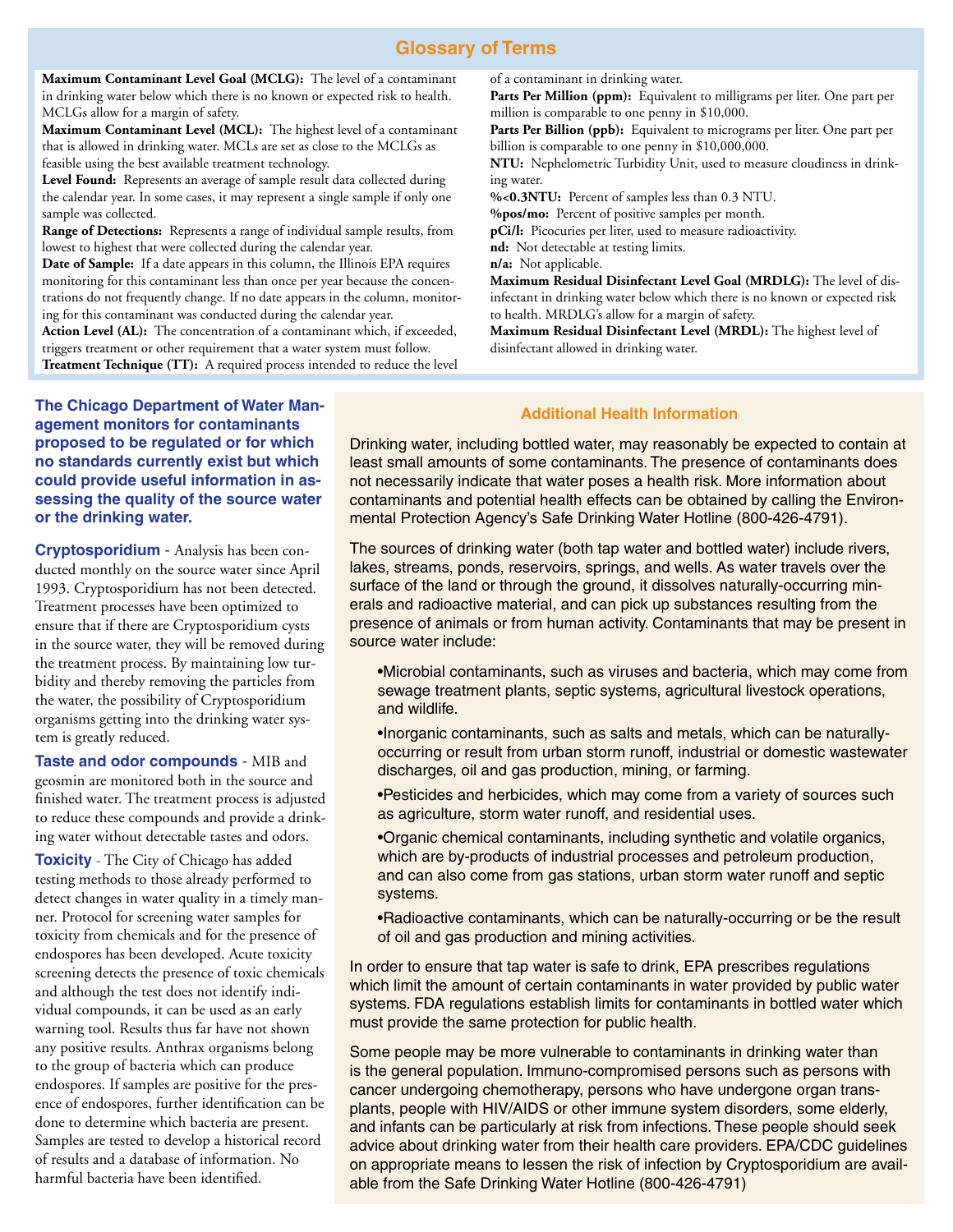## Glossary of Terms

**Maximum Contaminant Level Goal (MCLG):** The level of a contaminant in drinking water below which there is no known or expected risk to health. MCLGs allow for a margin of safety.

**Maximum Contaminant Level (MCL):** The highest level of a contaminant that is allowed in drinking water. MCLs are set as close to the MCLGs as feasible using the best available treatment technology.

**Level Found:** Represents an average of sample result data collected during the calendar year. In some cases, it may represent a single sample if only one sample was collected.

**Range of Detections:** Represents a range of individual sample results, from lowest to highest that were collected during the calendar year.

**Date of Sample:** If a date appears in this column, the Illinois EPA requires monitoring for this contaminant less than once per year because the concentrations do not frequently change. If no date appears in the column, monitoring for this contaminant was conducted during the calendar year.

**Action Level (AL):** The concentration of a contaminant which, if exceeded, triggers treatment or other requirement that a water system must follow.

**Treatment Technique (TT):** A required process intended to reduce the level of a contaminant in drinking water.

**Parts Per Million (ppm):** Equivalent to milligrams per liter. One part per million is comparable to one penny in $10,000.

**Parts Per Billion (ppb):** Equivalent to micrograms per liter. One part per billion is comparable to one penny in $10,000,000.

**NTU:** Nephelometric Turbidity Unit, used to measure cloudiness in drinking water.

**%<0.3NTU:** Percent of samples less than 0.3 NTU.

**%pos/mo:** Percent of positive samples per month.

**pCi/l:** Picocuries per liter, used to measure radioactivity.

**nd:** Not detectable at testing limits.

**n/a:** Not applicable.

**Maximum Residual Disinfectant Level Goal (MRDLG):** The level of disinfectant in drinking water below which there is no known or expected risk to health. MRDLG's allow for a margin of safety.

**Maximum Residual Disinfectant Level (MRDL):** The highest level of disinfectant allowed in drinking water.

**The Chicago Department of Water Management monitors for contaminants proposed to be regulated or for which no standards currently exist but which could provide useful information in assessing the quality of the source water or the drinking water.**

**Cryptosporidium** - Analysis has been conducted monthly on the source water since April 1993. Cryptosporidium has not been detected. Treatment processes have been optimized to ensure that if there are Cryptosporidium cysts in the source water, they will be removed during the treatment process. By maintaining low turbidity and thereby removing the particles from the water, the possibility of Cryptosporidium organisms getting into the drinking water system is greatly reduced.

**Taste and odor compounds** - MIB and geosmin are monitored both in the source and finished water. The treatment process is adjusted to reduce these compounds and provide a drinking water without detectable tastes and odors.

**Toxicity** - The City of Chicago has added testing methods to those already performed to detect changes in water quality in a timely manner. Protocol for screening water samples for toxicity from chemicals and for the presence of endospores has been developed. Acute toxicity screening detects the presence of toxic chemicals and although the test does not identify individual compounds, it can be used as an early warning tool. Results thus far have not shown any positive results. Anthrax organisms belong to the group of bacteria which can produce endospores. If samples are positive for the presence of endospores, further identification can be done to determine which bacteria are present. Samples are tested to develop a historical record of results and a database of information. No harmful bacteria have been identified.

## Additional Health Information

Drinking water, including bottled water, may reasonably be expected to contain at least small amounts of some contaminants. The presence of contaminants does not necessarily indicate that water poses a health risk. More information about contaminants and potential health effects can be obtained by calling the Environmental Protection Agency's Safe Drinking Water Hotline (800-426-4791).

The sources of drinking water (both tap water and bottled water) include rivers, lakes, streams, ponds, reservoirs, springs, and wells. As water travels over the surface of the land or through the ground, it dissolves naturally-occurring minerals and radioactive material, and can pick up substances resulting from the presence of animals or from human activity. Contaminants that may be present in source water include:

- Microbial contaminants, such as viruses and bacteria, which may come from sewage treatment plants, septic systems, agricultural livestock operations, and wildlife.
- Inorganic contaminants, such as salts and metals, which can be naturally-occurring or result from urban storm runoff, industrial or domestic wastewater discharges, oil and gas production, mining, or farming.
- Pesticides and herbicides, which may come from a variety of sources such as agriculture, storm water runoff, and residential uses.
- Organic chemical contaminants, including synthetic and volatile organics, which are by-products of industrial processes and petroleum production, and can also come from gas stations, urban storm water runoff and septic systems.
- Radioactive contaminants, which can be naturally-occurring or be the result of oil and gas production and mining activities.

In order to ensure that tap water is safe to drink, EPA prescribes regulations which limit the amount of certain contaminants in water provided by public water systems. FDA regulations establish limits for contaminants in bottled water which must provide the same protection for public health.

Some people may be more vulnerable to contaminants in drinking water than is the general population. Immuno-compromised persons such as persons with cancer undergoing chemotherapy, persons who have undergone organ transplants, people with HIV/AIDS or other immune system disorders, some elderly, and infants can be particularly at risk from infections. These people should seek advice about drinking water from their health care providers. EPA/CDC guidelines on appropriate means to lessen the risk of infection by Cryptosporidium are available from the Safe Drinking Water Hotline (800-426-4791)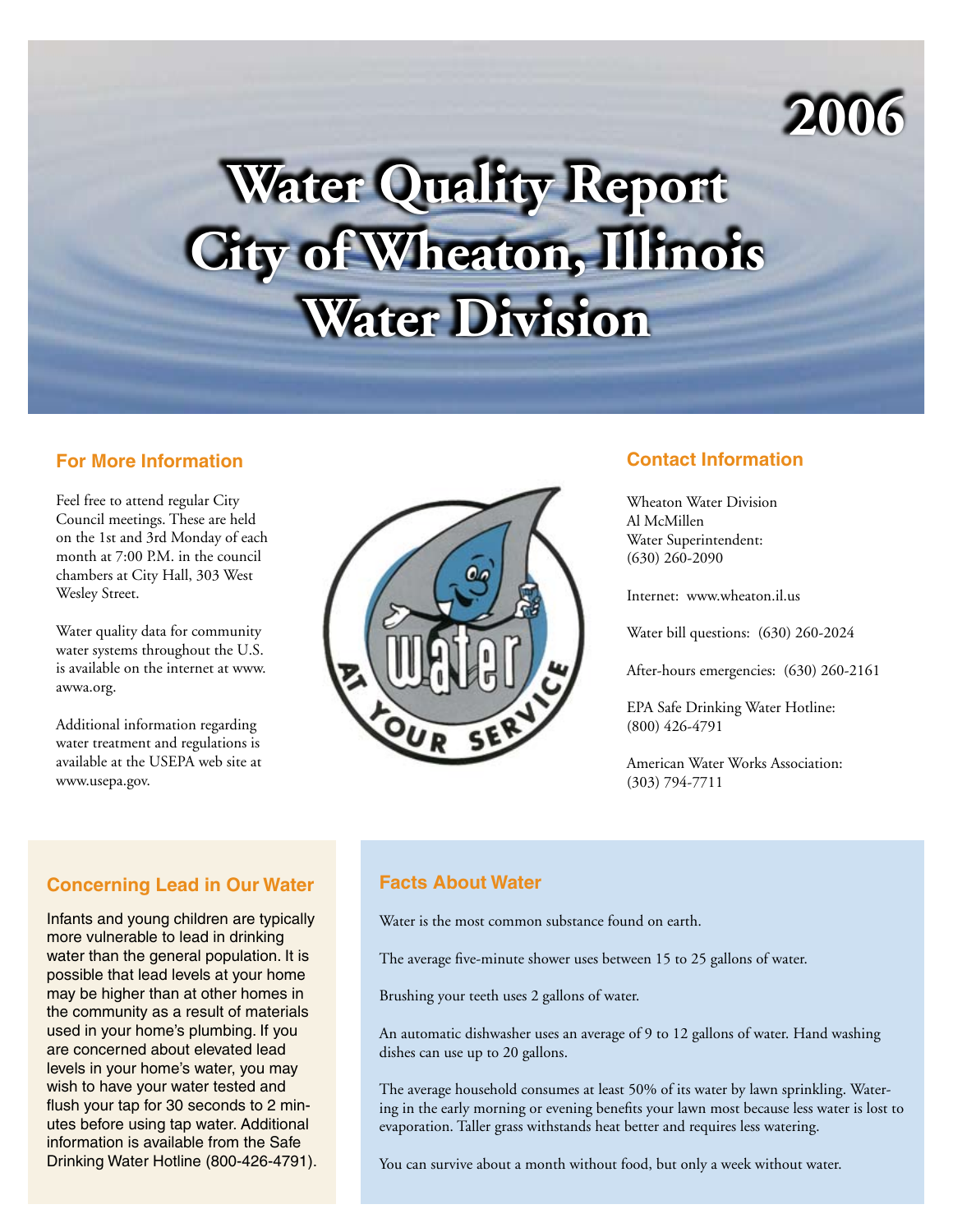# 2006

# Water Quality Report City of Wheaton, Illinois Water Division

## For More Information

Feel free to attend regular City Council meetings. These are held on the 1st and 3rd Monday of each month at 7:00 P.M. in the council chambers at City Hall, 303 West Wesley Street.

Water quality data for community water systems throughout the U.S. is available on the internet at www.awwa.org.

Additional information regarding water treatment and regulations is available at the USEPA web site at www.usepa.gov.

## Contact Information

Wheaton Water Division
Al McMillen
Water Superintendent:
(630) 260-2090

Internet: www.wheaton.il.us

Water bill questions: (630) 260-2024

After-hours emergencies: (630) 260-2161

EPA Safe Drinking Water Hotline:
(800) 426-4791

American Water Works Association:
(303) 794-7711

## Concerning Lead in Our Water

Infants and young children are typically more vulnerable to lead in drinking water than the general population. It is possible that lead levels at your home may be higher than at other homes in the community as a result of materials used in your home's plumbing. If you are concerned about elevated lead levels in your home's water, you may wish to have your water tested and flush your tap for 30 seconds to 2 minutes before using tap water. Additional information is available from the Safe Drinking Water Hotline (800-426-4791).

## Facts About Water

Water is the most common substance found on earth.

The average five-minute shower uses between 15 to 25 gallons of water.

Brushing your teeth uses 2 gallons of water.

An automatic dishwasher uses an average of 9 to 12 gallons of water. Hand washing dishes can use up to 20 gallons.

The average household consumes at least 50% of its water by lawn sprinkling. Watering in the early morning or evening benefits your lawn most because less water is lost to evaporation. Taller grass withstands heat better and requires less watering.

You can survive about a month without food, but only a week without water.